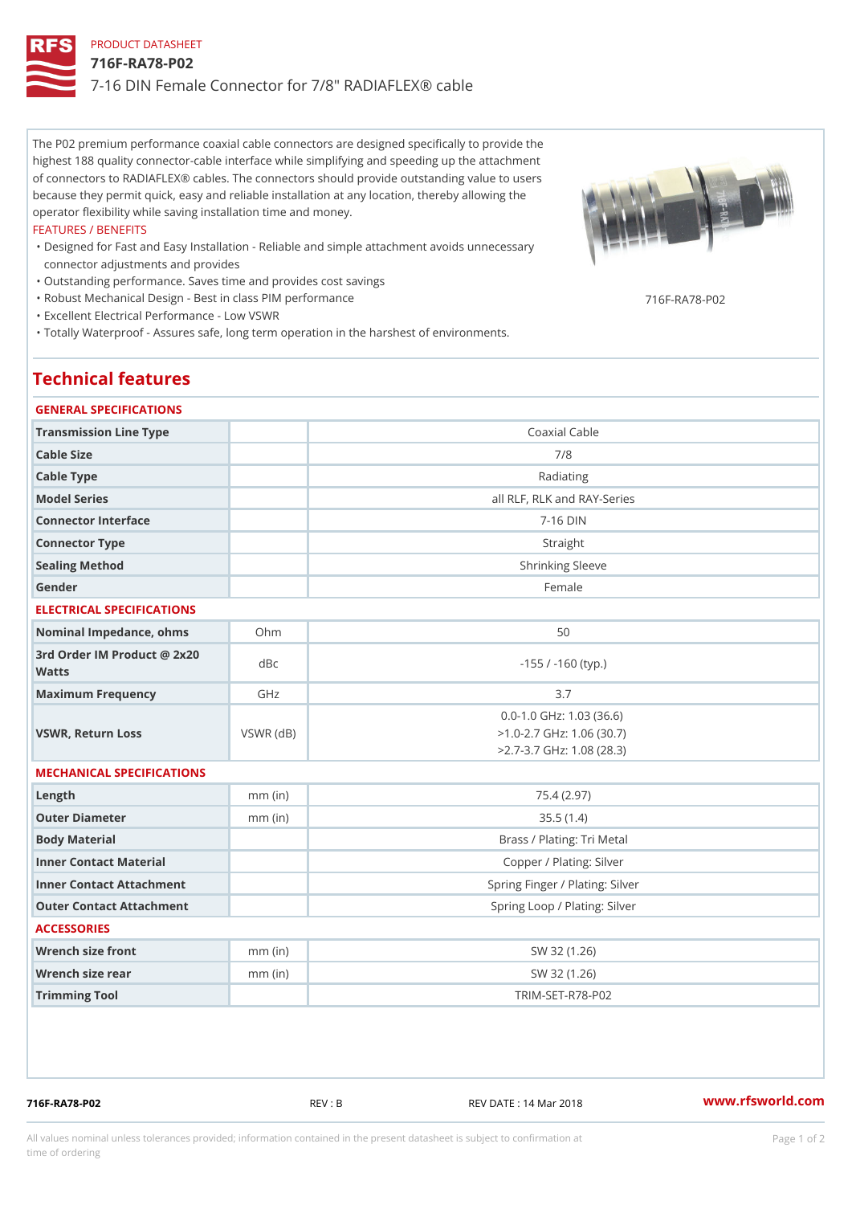PRODUCT DATASHEET

# 716F-RA78-P02

7-16 DIN Female Connector for 7/8" RADIAFLEX® cable

The P02 premium performance coaxial cable connectors are designed specifically to provide the highest 188 quality connector-cable interface while simplifying and speeding up the attachment of connectors to RADIAFLEX® cables. The connectors should provide outstanding value to users because they permit quick, easy and reliable installation at any location, thereby allowing the operator flexibility while saving installation time and money.

FEATURES / BENEFITS

- Designed for Fast and Easy Installation - Reliable and simple attachment avoids unnecessary connector adjustments and provides
- Outstanding performance. Saves time and provides cost savings
- Robust Mechanical Design - Best in class PIM performance
- Excellent Electrical Performance - Low VSWR
- Totally Waterproof - Assures safe, long term operation in the harshest of environments.

716F-RA78-P02

## Technical features

### GENERAL SPECIFICATIONS

| | | |
|---|---|---|
| Transmission Line Type | | Coaxial Cable |
| Cable Size | | 7/8 |
| Cable Type | | Radiating |
| Model Series | | all RLF, RLK and RAY-Series |
| Connector Interface | | 7-16 DIN |
| Connector Type | | Straight |
| Sealing Method | | Shrinking Sleeve |
| Gender | | Female |

### ELECTRICAL SPECIFICATIONS

| | | |
|---|---|---|
| Nominal Impedance, ohms | Ohm | 50 |
| 3rd Order IM Product @ 2x20 Watts | dBc | -155 / -160 (typ.) |
| Maximum Frequency | GHz | 3.7 |
| VSWR, Return Loss | VSWR (dB) | 0.0-1.0 GHz: 1.03 (36.6)<br>>1.0-2.7 GHz: 1.06 (30.7)<br>>2.7-3.7 GHz: 1.08 (28.3) |

### MECHANICAL SPECIFICATIONS

| | | |
|---|---|---|
| Length | mm (in) | 75.4 (2.97) |
| Outer Diameter | mm (in) | 35.5 (1.4) |
| Body Material | | Brass / Plating: Tri Metal |
| Inner Contact Material | | Copper / Plating: Silver |
| Inner Contact Attachment | | Spring Finger / Plating: Silver |
| Outer Contact Attachment | | Spring Loop / Plating: Silver |

### ACCESSORIES

| | | |
|---|---|---|
| Wrench size front | mm (in) | SW 32 (1.26) |
| Wrench size rear | mm (in) | SW 32 (1.26) |
| Trimming Tool | | TRIM-SET-R78-P02 |

716F-RA78-P02 REV : B REV DATE : 14 Mar 2018 www.rfsworld.com

All values nominal unless tolerances provided; information contained in the present datasheet is subject to confirmation at time of ordering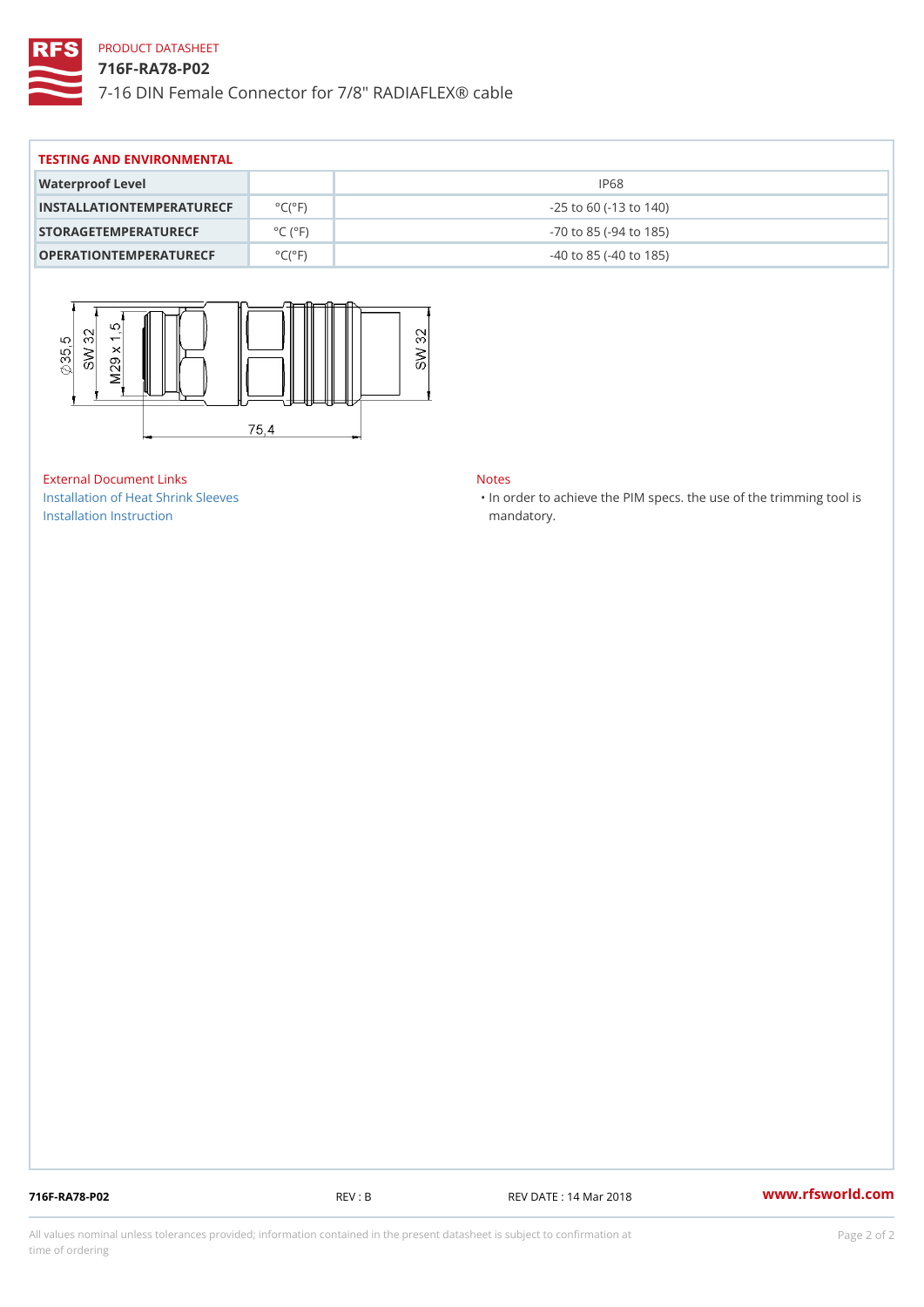PRODUCT DATASHEET

# 716F-RA78-P02

7-16 DIN Female Connector for 7/8" RADIAFLEX® cable

## TESTING AND ENVIRONMENTAL

| | | |
|---|---|---|
| Waterproof Level | | IP68 |
| INSTALLATIONTEMPERATURECF | °C(°F) | -25 to 60 (-13 to 140) |
| STORAGETEMPERATURECF | °C (°F) | -70 to 85 (-94 to 185) |
| OPERATIONTEMPERATURECF | °C(°F) | -40 to 85 (-40 to 185) |

∅35,5
SW 32
M29 x 1,5
SW 32
75,4

### External Document Links

Installation of Heat Shrink Sleeves
Installation Instruction

### Notes

- In order to achieve the PIM specs. the use of the trimming tool is mandatory.

716F-RA78-P02 REV : B REV DATE : 14 Mar 2018 www.rfsworld.com

All values nominal unless tolerances provided; information contained in the present datasheet is subject to confirmation at time of ordering